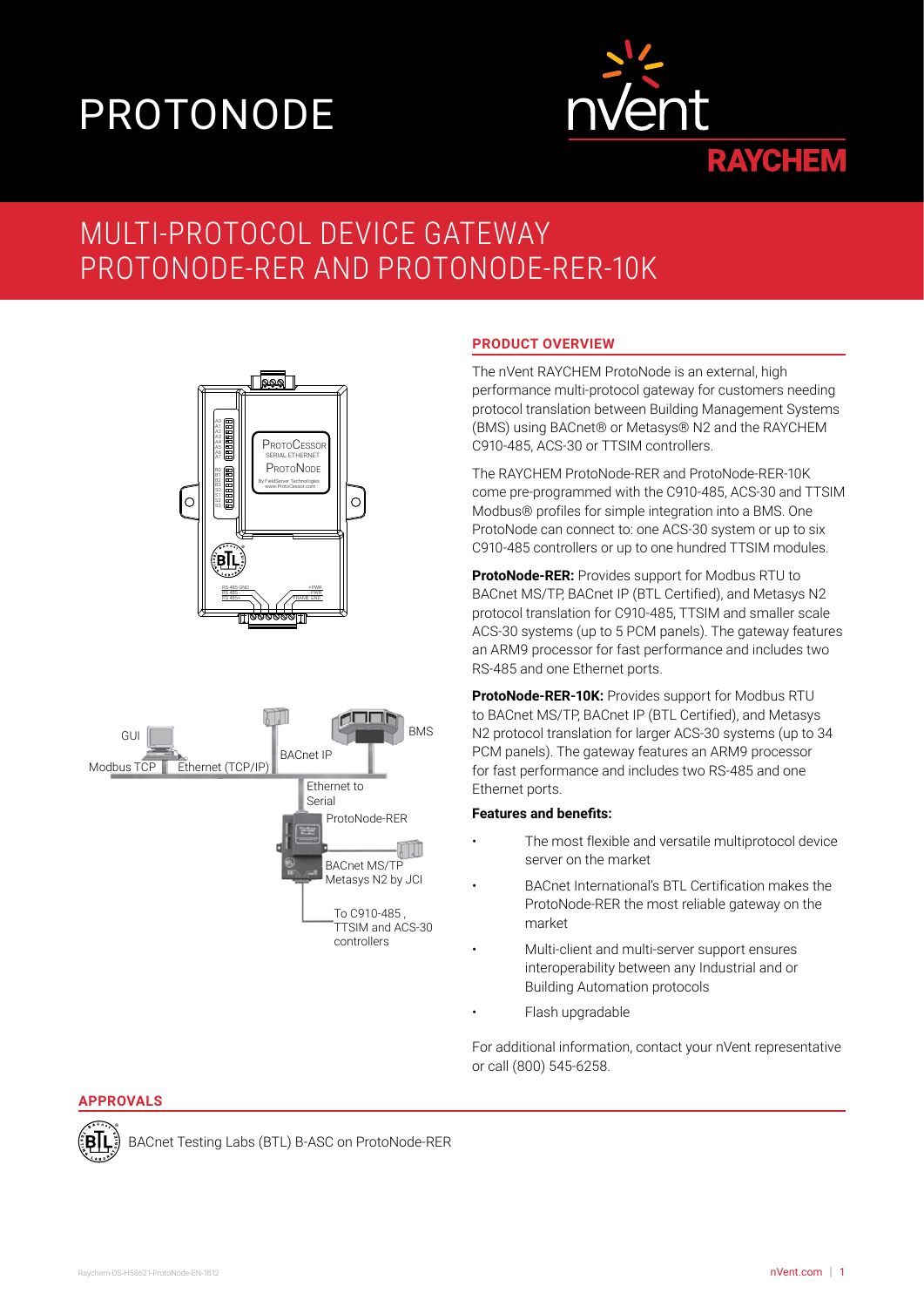# PROTONODE

nVent RAYCHEM

## MULTI-PROTOCOL DEVICE GATEWAY PROTONODE-RER AND PROTONODE-RER-10K

GUI

Modbus TCP

Ethernet (TCP/IP)

BACnet IP

BMS

Ethernet to Serial

ProtoNode-RER

BACnet MS/TP Metasys N2 by JCI

To C910-485 , TTSIM and ACS-30 controllers

### PRODUCT OVERVIEW

The nVent RAYCHEM ProtoNode is an external, high performance multi-protocol gateway for customers needing protocol translation between Building Management Systems (BMS) using BACnet® or Metasys® N2 and the RAYCHEM C910-485, ACS-30 or TTSIM controllers.

The RAYCHEM ProtoNode-RER and ProtoNode-RER-10K come pre-programmed with the C910-485, ACS-30 and TTSIM Modbus® profiles for simple integration into a BMS. One ProtoNode can connect to: one ACS-30 system or up to six C910-485 controllers or up to one hundred TTSIM modules.

**ProtoNode-RER:** Provides support for Modbus RTU to BACnet MS/TP, BACnet IP (BTL Certified), and Metasys N2 protocol translation for C910-485, TTSIM and smaller scale ACS-30 systems (up to 5 PCM panels). The gateway features an ARM9 processor for fast performance and includes two RS-485 and one Ethernet ports.

**ProtoNode-RER-10K:** Provides support for Modbus RTU to BACnet MS/TP, BACnet IP (BTL Certified), and Metasys N2 protocol translation for larger ACS-30 systems (up to 34 PCM panels). The gateway features an ARM9 processor for fast performance and includes two RS-485 and one Ethernet ports.

**Features and benefits:**

- The most flexible and versatile multiprotocol device server on the market
- BACnet International's BTL Certification makes the ProtoNode-RER the most reliable gateway on the market
- Multi-client and multi-server support ensures interoperability between any Industrial and or Building Automation protocols
- Flash upgradable

For additional information, contact your nVent representative or call (800) 545-6258.

### APPROVALS

BACnet Testing Labs (BTL) B-ASC on ProtoNode-RER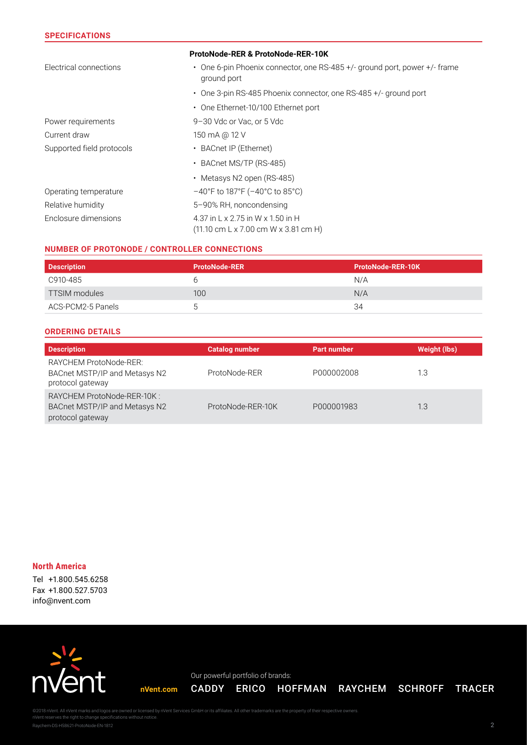## SPECIFICATIONS

| | ProtoNode-RER & ProtoNode-RER-10K |
|---|---|
| Electrical connections | • One 6-pin Phoenix connector, one RS-485 +/- ground port, power +/- frame ground port |
| | • One 3-pin RS-485 Phoenix connector, one RS-485 +/- ground port |
| | • One Ethernet-10/100 Ethernet port |
| Power requirements | 9–30 Vdc or Vac, or 5 Vdc |
| Current draw | 150 mA @ 12 V |
| Supported field protocols | • BACnet IP (Ethernet) |
| | • BACnet MS/TP (RS-485) |
| | • Metasys N2 open (RS-485) |
| Operating temperature | –40°F to 187°F (–40°C to 85°C) |
| Relative humidity | 5–90% RH, noncondensing |
| Enclosure dimensions | 4.37 in L x 2.75 in W x 1.50 in H (11.10 cm L x 7.00 cm W x 3.81 cm H) |

## NUMBER OF PROTONODE / CONTROLLER CONNECTIONS

| Description | ProtoNode-RER | ProtoNode-RER-10K |
|---|---|---|
| C910-485 | 6 | N/A |
| TTSIM modules | 100 | N/A |
| ACS-PCM2-5 Panels | 5 | 34 |

## ORDERING DETAILS

| Description | Catalog number | Part number | Weight (lbs) |
|---|---|---|---|
| RAYCHEM ProtoNode-RER: BACnet MSTP/IP and Metasys N2 protocol gateway | ProtoNode-RER | P000002008 | 1.3 |
| RAYCHEM ProtoNode-RER-10K : BACnet MSTP/IP and Metasys N2 protocol gateway | ProtoNode-RER-10K | P000001983 | 1.3 |

**North America**

Tel +1.800.545.6258
Fax +1.800.527.5703
info@nvent.com

nVent.com

Our powerful portfolio of brands:

CADDY ERICO HOFFMAN RAYCHEM SCHROFF TRACER

©2018 nVent. All nVent marks and logos are owned or licensed by nVent Services GmbH or its affiliates. All other trademarks are the property of their respective owners.
nVent reserves the right to change specifications without notice.

Raychem-DS-H58621-ProtoNode-EN-1812